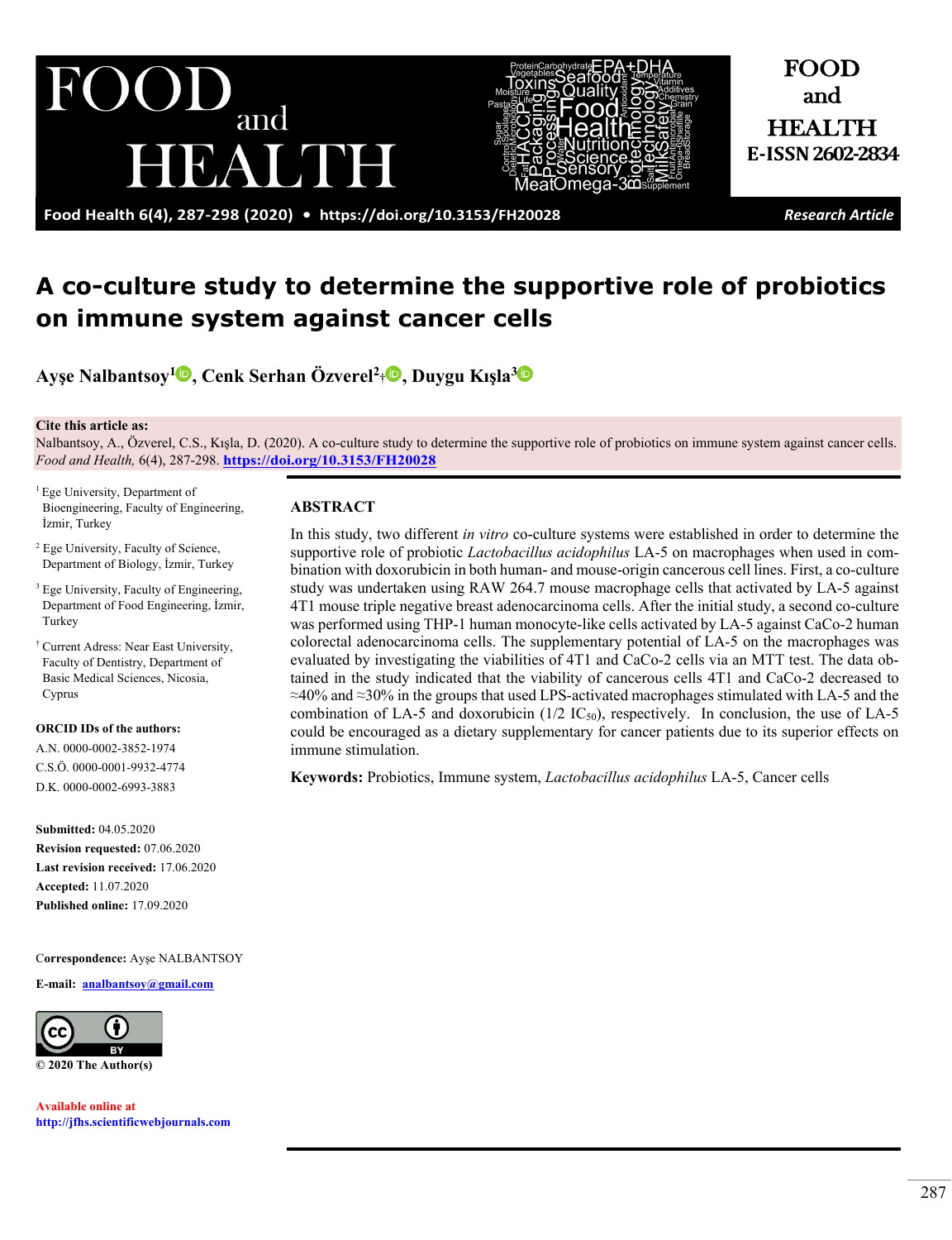# A co-culture study to determine the supportive role of probiotics on immune system against cancer cells

**Ayşe Nalbantsoy[1], Cenk Serhan Özverel[2,†], Duygu Kışla[3]**

**Cite this article as:**
Nalbantsoy, A., Özverel, C.S., Kışla, D. (2020). A co-culture study to determine the supportive role of probiotics on immune system against cancer cells. *Food and Health,* 6(4), 287-298. https://doi.org/10.3153/FH20028

[1] Ege University, Department of Bioengineering, Faculty of Engineering, İzmir, Turkey

[2] Ege University, Faculty of Science, Department of Biology, İzmir, Turkey

[3] Ege University, Faculty of Engineering, Department of Food Engineering, İzmir, Turkey

[†] Current Adress: Near East University, Faculty of Dentistry, Department of Basic Medical Sciences, Nicosia, Cyprus

**ORCID IDs of the authors:**
A.N. 0000-0002-3852-1974
C.S.Ö. 0000-0001-9932-4774
D.K. 0000-0002-6993-3883

**Submitted:** 04.05.2020
**Revision requested:** 07.06.2020
**Last revision received:** 17.06.2020
**Accepted:** 11.07.2020
**Published online:** 17.09.2020

**Correspondence:** Ayşe NALBANTSOY

**E-mail:** analbantsoy@gmail.com

© 2020 The Author(s)

**Available online at**
http://jfhs.scientificwebjournals.com

## ABSTRACT

In this study, two different *in vitro* co-culture systems were established in order to determine the supportive role of probiotic *Lactobacillus acidophilus* LA-5 on macrophages when used in combination with doxorubicin in both human- and mouse-origin cancerous cell lines. First, a co-culture study was undertaken using RAW 264.7 mouse macrophage cells that activated by LA-5 against 4T1 mouse triple negative breast adenocarcinoma cells. After the initial study, a second co-culture was performed using THP-1 human monocyte-like cells activated by LA-5 against CaCo-2 human colorectal adenocarcinoma cells. The supplementary potential of LA-5 on the macrophages was evaluated by investigating the viabilities of 4T1 and CaCo-2 cells via an MTT test. The data obtained in the study indicated that the viability of cancerous cells 4T1 and CaCo-2 decreased to ≈40% and ≈30% in the groups that used LPS-activated macrophages stimulated with LA-5 and the combination of LA-5 and doxorubicin (1/2 $IC_{50}$), respectively. In conclusion, the use of LA-5 could be encouraged as a dietary supplementary for cancer patients due to its superior effects on immune stimulation.

**Keywords:** Probiotics, Immune system, *Lactobacillus acidophilus* LA-5, Cancer cells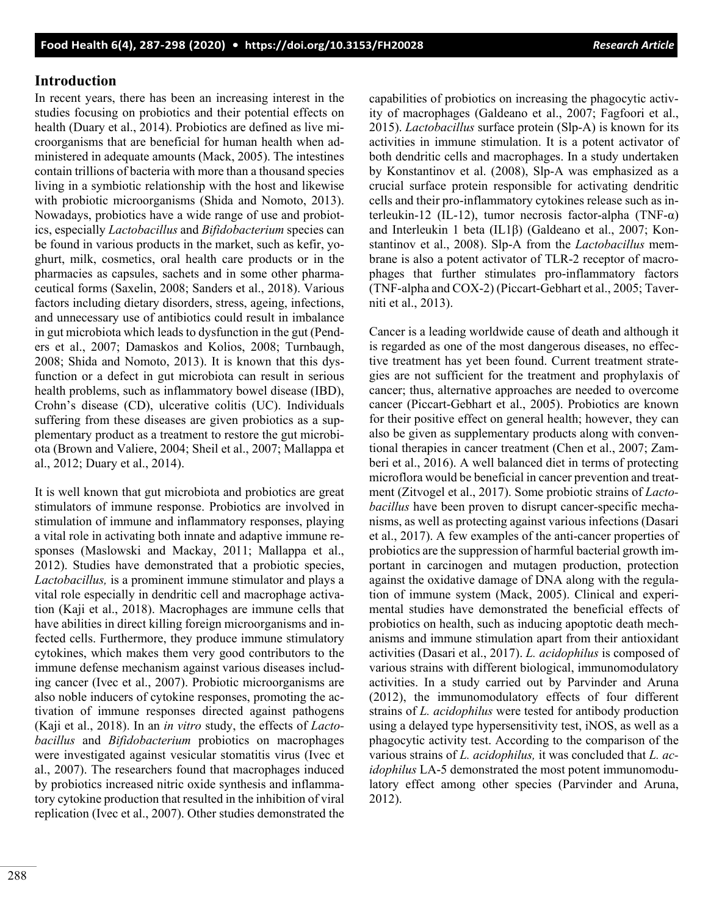## Introduction

In recent years, there has been an increasing interest in the studies focusing on probiotics and their potential effects on health (Duary et al., 2014). Probiotics are defined as live microorganisms that are beneficial for human health when administered in adequate amounts (Mack, 2005). The intestines contain trillions of bacteria with more than a thousand species living in a symbiotic relationship with the host and likewise with probiotic microorganisms (Shida and Nomoto, 2013). Nowadays, probiotics have a wide range of use and probiotics, especially *Lactobacillus* and *Bifidobacterium* species can be found in various products in the market, such as kefir, yoghurt, milk, cosmetics, oral health care products or in the pharmacies as capsules, sachets and in some other pharmaceutical forms (Saxelin, 2008; Sanders et al., 2018). Various factors including dietary disorders, stress, ageing, infections, and unnecessary use of antibiotics could result in imbalance in gut microbiota which leads to dysfunction in the gut (Penders et al., 2007; Damaskos and Kolios, 2008; Turnbaugh, 2008; Shida and Nomoto, 2013). It is known that this dysfunction or a defect in gut microbiota can result in serious health problems, such as inflammatory bowel disease (IBD), Crohn's disease (CD), ulcerative colitis (UC). Individuals suffering from these diseases are given probiotics as a supplementary product as a treatment to restore the gut microbiota (Brown and Valiere, 2004; Sheil et al., 2007; Mallappa et al., 2012; Duary et al., 2014).

It is well known that gut microbiota and probiotics are great stimulators of immune response. Probiotics are involved in stimulation of immune and inflammatory responses, playing a vital role in activating both innate and adaptive immune responses (Maslowski and Mackay, 2011; Mallappa et al., 2012). Studies have demonstrated that a probiotic species, *Lactobacillus,* is a prominent immune stimulator and plays a vital role especially in dendritic cell and macrophage activation (Kaji et al., 2018). Macrophages are immune cells that have abilities in direct killing foreign microorganisms and infected cells. Furthermore, they produce immune stimulatory cytokines, which makes them very good contributors to the immune defense mechanism against various diseases including cancer (Ivec et al., 2007). Probiotic microorganisms are also noble inducers of cytokine responses, promoting the activation of immune responses directed against pathogens (Kaji et al., 2018). In an *in vitro* study, the effects of *Lactobacillus* and *Bifidobacterium* probiotics on macrophages were investigated against vesicular stomatitis virus (Ivec et al., 2007). The researchers found that macrophages induced by probiotics increased nitric oxide synthesis and inflammatory cytokine production that resulted in the inhibition of viral replication (Ivec et al., 2007). Other studies demonstrated the capabilities of probiotics on increasing the phagocytic activity of macrophages (Galdeano et al., 2007; Fagfoori et al., 2015). *Lactobacillus* surface protein (Slp-A) is known for its activities in immune stimulation. It is a potent activator of both dendritic cells and macrophages. In a study undertaken by Konstantinov et al. (2008), Slp-A was emphasized as a crucial surface protein responsible for activating dendritic cells and their pro-inflammatory cytokines release such as interleukin-12 (IL-12), tumor necrosis factor-alpha (TNF-α) and Interleukin 1 beta (IL1β) (Galdeano et al., 2007; Konstantinov et al., 2008). Slp-A from the *Lactobacillus* membrane is also a potent activator of TLR-2 receptor of macrophages that further stimulates pro-inflammatory factors (TNF-alpha and COX-2) (Piccart-Gebhart et al., 2005; Taverniti et al., 2013).

Cancer is a leading worldwide cause of death and although it is regarded as one of the most dangerous diseases, no effective treatment has yet been found. Current treatment strategies are not sufficient for the treatment and prophylaxis of cancer; thus, alternative approaches are needed to overcome cancer (Piccart-Gebhart et al., 2005). Probiotics are known for their positive effect on general health; however, they can also be given as supplementary products along with conventional therapies in cancer treatment (Chen et al., 2007; Zamberi et al., 2016). A well balanced diet in terms of protecting microflora would be beneficial in cancer prevention and treatment (Zitvogel et al., 2017). Some probiotic strains of *Lactobacillus* have been proven to disrupt cancer-specific mechanisms, as well as protecting against various infections (Dasari et al., 2017). A few examples of the anti-cancer properties of probiotics are the suppression of harmful bacterial growth important in carcinogen and mutagen production, protection against the oxidative damage of DNA along with the regulation of immune system (Mack, 2005). Clinical and experimental studies have demonstrated the beneficial effects of probiotics on health, such as inducing apoptotic death mechanisms and immune stimulation apart from their antioxidant activities (Dasari et al., 2017). *L. acidophilus* is composed of various strains with different biological, immunomodulatory activities. In a study carried out by Parvinder and Aruna (2012), the immunomodulatory effects of four different strains of *L. acidophilus* were tested for antibody production using a delayed type hypersensitivity test, iNOS, as well as a phagocytic activity test. According to the comparison of the various strains of *L. acidophilus,* it was concluded that *L. acidophilus* LA-5 demonstrated the most potent immunomodulatory effect among other species (Parvinder and Aruna, 2012).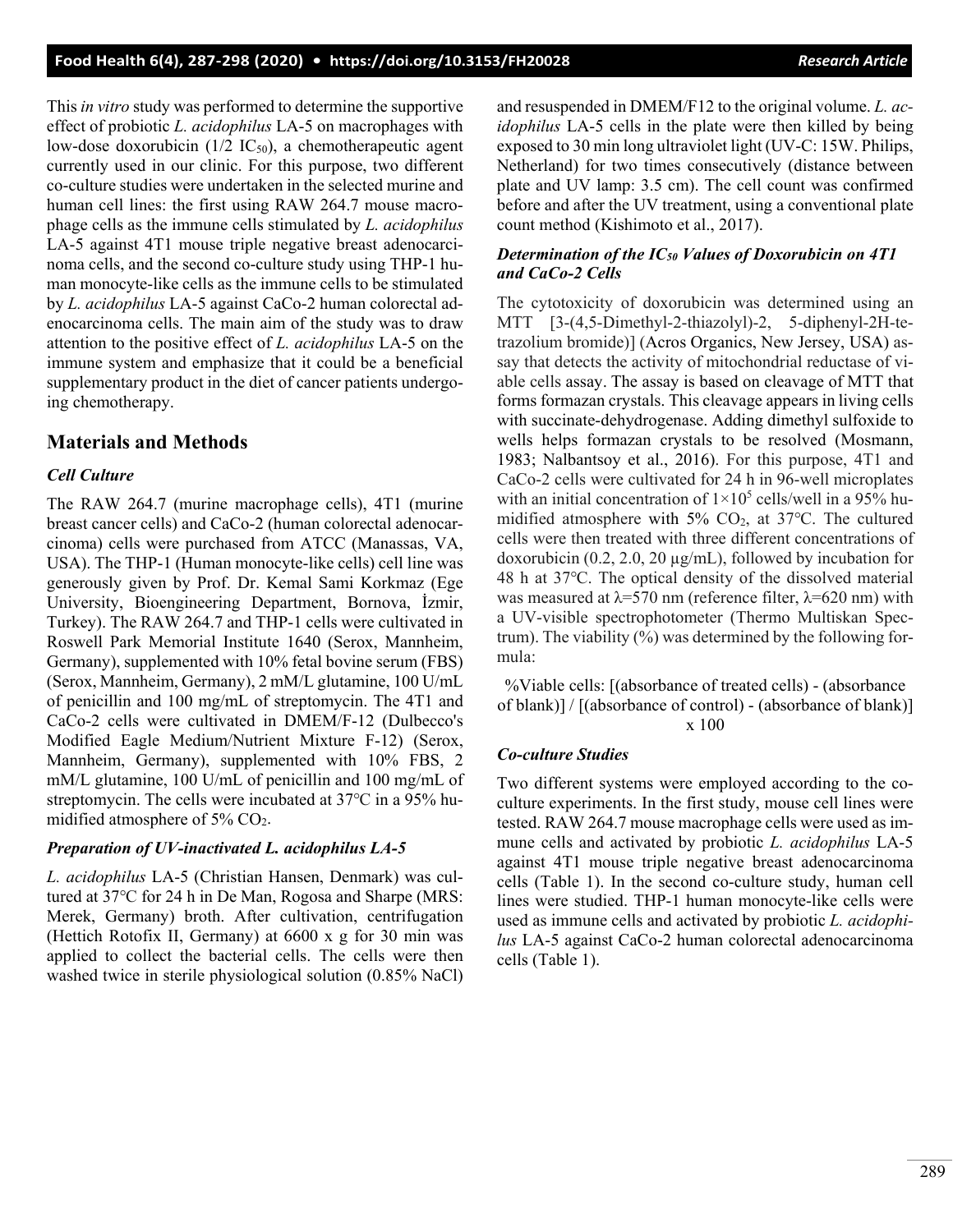This *in vitro* study was performed to determine the supportive effect of probiotic *L. acidophilus* LA-5 on macrophages with low-dose doxorubicin (1/2 $IC_{50}$), a chemotherapeutic agent currently used in our clinic. For this purpose, two different co-culture studies were undertaken in the selected murine and human cell lines: the first using RAW 264.7 mouse macrophage cells as the immune cells stimulated by *L. acidophilus* LA-5 against 4T1 mouse triple negative breast adenocarcinoma cells, and the second co-culture study using THP-1 human monocyte-like cells as the immune cells to be stimulated by *L. acidophilus* LA-5 against CaCo-2 human colorectal adenocarcinoma cells. The main aim of the study was to draw attention to the positive effect of *L. acidophilus* LA-5 on the immune system and emphasize that it could be a beneficial supplementary product in the diet of cancer patients undergoing chemotherapy.

## Materials and Methods

### *Cell Culture*

The RAW 264.7 (murine macrophage cells), 4T1 (murine breast cancer cells) and CaCo-2 (human colorectal adenocarcinoma) cells were purchased from ATCC (Manassas, VA, USA). The THP-1 (Human monocyte-like cells) cell line was generously given by Prof. Dr. Kemal Sami Korkmaz (Ege University, Bioengineering Department, Bornova, İzmir, Turkey). The RAW 264.7 and THP-1 cells were cultivated in Roswell Park Memorial Institute 1640 (Serox, Mannheim, Germany), supplemented with 10% fetal bovine serum (FBS) (Serox, Mannheim, Germany), 2 mM/L glutamine, 100 U/mL of penicillin and 100 mg/mL of streptomycin. The 4T1 and CaCo-2 cells were cultivated in DMEM/F-12 (Dulbecco's Modified Eagle Medium/Nutrient Mixture F-12) (Serox, Mannheim, Germany), supplemented with 10% FBS, 2 mM/L glutamine, 100 U/mL of penicillin and 100 mg/mL of streptomycin. The cells were incubated at 37°C in a 95% humidified atmosphere of 5% $CO_2$.

### *Preparation of UV-inactivated L. acidophilus LA-5*

*L. acidophilus* LA-5 (Christian Hansen, Denmark) was cultured at 37°C for 24 h in De Man, Rogosa and Sharpe (MRS: Merek, Germany) broth. After cultivation, centrifugation (Hettich Rotofix II, Germany) at 6600 x g for 30 min was applied to collect the bacterial cells. The cells were then washed twice in sterile physiological solution (0.85% NaCl) and resuspended in DMEM/F12 to the original volume. *L. acidophilus* LA-5 cells in the plate were then killed by being exposed to 30 min long ultraviolet light (UV-C: 15W. Philips, Netherland) for two times consecutively (distance between plate and UV lamp: 3.5 cm). The cell count was confirmed before and after the UV treatment, using a conventional plate count method (Kishimoto et al., 2017).

### *Determination of the $IC_{50}$ Values of Doxorubicin on 4T1 and CaCo-2 Cells*

The cytotoxicity of doxorubicin was determined using an MTT [3-(4,5-Dimethyl-2-thiazolyl)-2, 5-diphenyl-2H-tetrazolium bromide)] (Acros Organics, New Jersey, USA) assay that detects the activity of mitochondrial reductase of viable cells assay. The assay is based on cleavage of MTT that forms formazan crystals. This cleavage appears in living cells with succinate-dehydrogenase. Adding dimethyl sulfoxide to wells helps formazan crystals to be resolved (Mosmann, 1983; Nalbantsoy et al., 2016). For this purpose, 4T1 and CaCo-2 cells were cultivated for 24 h in 96-well microplates with an initial concentration of $1\times10^5$ cells/well in a 95% humidified atmosphere with 5% $CO_2$, at 37°C. The cultured cells were then treated with three different concentrations of doxorubicin (0.2, 2.0, 20 µg/mL), followed by incubation for 48 h at 37°C. The optical density of the dissolved material was measured at λ=570 nm (reference filter, λ=620 nm) with a UV-visible spectrophotometer (Thermo Multiskan Spectrum). The viability (%) was determined by the following formula:

%Viable cells: [(absorbance of treated cells) - (absorbance of blank)] / [(absorbance of control) - (absorbance of blank)] x 100

### *Co-culture Studies*

Two different systems were employed according to the co-culture experiments. In the first study, mouse cell lines were tested. RAW 264.7 mouse macrophage cells were used as immune cells and activated by probiotic *L. acidophilus* LA-5 against 4T1 mouse triple negative breast adenocarcinoma cells (Table 1). In the second co-culture study, human cell lines were studied. THP-1 human monocyte-like cells were used as immune cells and activated by probiotic *L. acidophilus* LA-5 against CaCo-2 human colorectal adenocarcinoma cells (Table 1).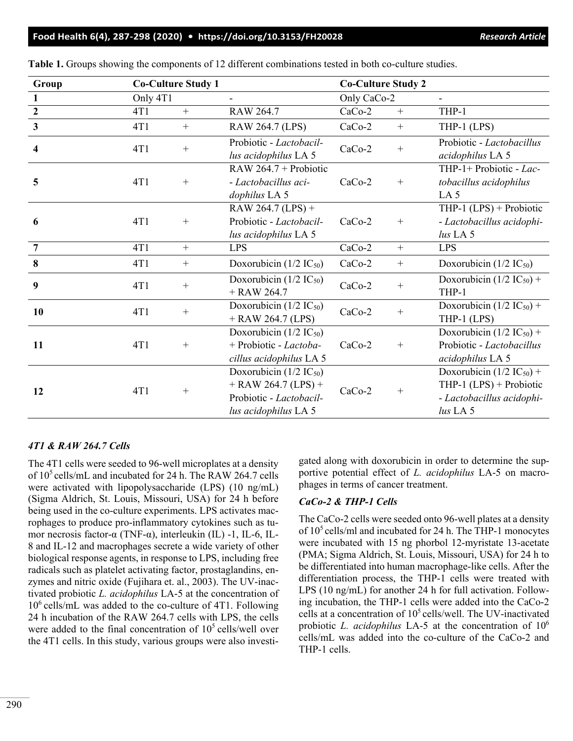**Table 1.** Groups showing the components of 12 different combinations tested in both co-culture studies.

| Group | Co-Culture Study 1 | | | Co-Culture Study 2 | | |
|---|---|---|---|---|---|---|
| **1** | Only 4T1 | | - | Only CaCo-2 | | - |
| **2** | 4T1 | + | RAW 264.7 | CaCo-2 | + | THP-1 |
| **3** | 4T1 | + | RAW 264.7 (LPS) | CaCo-2 | + | THP-1 (LPS) |
| **4** | 4T1 | + | Probiotic - *Lactobacillus acidophilus* LA 5 | CaCo-2 | + | Probiotic - *Lactobacillus acidophilus* LA 5 |
| **5** | 4T1 | + | RAW 264.7 + Probiotic - *Lactobacillus acidophilus* LA 5 | CaCo-2 | + | THP-1+ Probiotic - *Lactobacillus acidophilus* LA 5 |
| **6** | 4T1 | + | RAW 264.7 (LPS) + Probiotic - *Lactobacillus acidophilus* LA 5 | CaCo-2 | + | THP-1 (LPS) + Probiotic - *Lactobacillus acidophilus* LA 5 |
| **7** | 4T1 | + | LPS | CaCo-2 | + | LPS |
| **8** | 4T1 | + | Doxorubicin (1/2 $IC_{50}$) | CaCo-2 | + | Doxorubicin (1/2 $IC_{50}$) |
| **9** | 4T1 | + | Doxorubicin (1/2 $IC_{50}$) + RAW 264.7 | CaCo-2 | + | Doxorubicin (1/2 $IC_{50}$) + THP-1 |
| **10** | 4T1 | + | Doxorubicin (1/2 $IC_{50}$) + RAW 264.7 (LPS) | CaCo-2 | + | Doxorubicin (1/2 $IC_{50}$) + THP-1 (LPS) |
| **11** | 4T1 | + | Doxorubicin (1/2 $IC_{50}$) + Probiotic - *Lactobacillus acidophilus* LA 5 | CaCo-2 | + | Doxorubicin (1/2 $IC_{50}$) + Probiotic - *Lactobacillus acidophilus* LA 5 |
| **12** | 4T1 | + | Doxorubicin (1/2 $IC_{50}$) + RAW 264.7 (LPS) + Probiotic - *Lactobacillus acidophilus* LA 5 | CaCo-2 | + | Doxorubicin (1/2 $IC_{50}$) + THP-1 (LPS) + Probiotic - *Lactobacillus acidophilus* LA 5 |

### *4T1 & RAW 264.7 Cells*

The 4T1 cells were seeded to 96-well microplates at a density of $10^5$ cells/mL and incubated for 24 h. The RAW 264.7 cells were activated with lipopolysaccharide (LPS) (Sigma Aldrich, St. Louis, Missouri, USA) (10 ng/mL) for 24 h before being used in the co-culture experiments. LPS activates macrophages to produce pro-inflammatory cytokines such as tumor necrosis factor-α (TNF-α), interleukin (IL) -1, IL-6, IL-8 and IL-12 and macrophages secrete a wide variety of other biological response agents, in response to LPS, including free radicals such as platelet activating factor, prostaglandins, enzymes and nitric oxide (Fujihara et. al., 2003). The UV-inactivated probiotic *L. acidophilus* LA-5 at the concentration of $10^6$ cells/mL was added to the co-culture of 4T1. Following 24 h incubation of the RAW 264.7 cells with LPS, the cells were added to the final concentration of $10^5$ cells/well over the 4T1 cells. In this study, various groups were also investigated along with doxorubicin in order to determine the supportive potential effect of *L. acidophilus* LA-5 on macrophages in terms of cancer treatment.

### *CaCo-2 & THP-1 Cells*

The CaCo-2 cells were seeded onto 96-well plates at a density of $10^5$ cells/ml and incubated for 24 h. The THP-1 monocytes were incubated with 15 ng phorbol 12-myristate 13-acetate (PMA; Sigma Aldrich, St. Louis, Missouri, USA) for 24 h to be differentiated into human macrophage-like cells. After the differentiation process, the THP-1 cells were treated with LPS (10 ng/mL) for another 24 h for full activation. Following incubation, the THP-1 cells were added into the CaCo-2 cells at a concentration of $10^5$ cells/well. The UV-inactivated probiotic *L. acidophilus* LA-5 at the concentration of $10^6$ cells/mL was added into the co-culture of the CaCo-2 and THP-1 cells.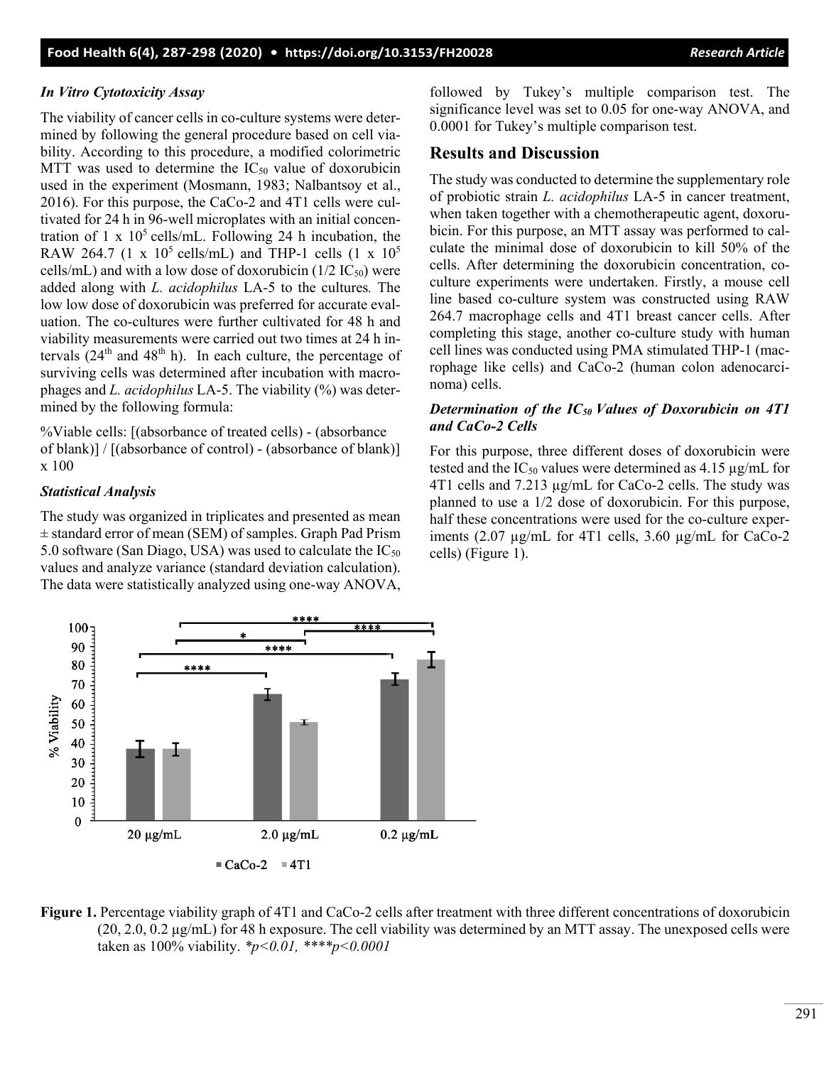### *In Vitro Cytotoxicity Assay*

The viability of cancer cells in co-culture systems were determined by following the general procedure based on cell viability. According to this procedure, a modified colorimetric MTT was used to determine the $IC_{50}$ value of doxorubicin used in the experiment (Mosmann, 1983; Nalbantsoy et al., 2016). For this purpose, the CaCo-2 and 4T1 cells were cultivated for 24 h in 96-well microplates with an initial concentration of 1 x $10^5$ cells/mL. Following 24 h incubation, the RAW 264.7 (1 x $10^5$ cells/mL) and THP-1 cells (1 x $10^5$ cells/mL) and with a low dose of doxorubicin (1/2 $IC_{50}$) were added along with *L. acidophilus* LA-5 to the cultures. The low low dose of doxorubicin was preferred for accurate evaluation. The co-cultures were further cultivated for 48 h and viability measurements were carried out two times at 24 h intervals ($24^{th}$ and $48^{th}$ h). In each culture, the percentage of surviving cells was determined after incubation with macrophages and *L. acidophilus* LA-5. The viability (%) was determined by the following formula:

%Viable cells: [(absorbance of treated cells) - (absorbance of blank)] / [(absorbance of control) - (absorbance of blank)] x 100

### *Statistical Analysis*

The study was organized in triplicates and presented as mean ± standard error of mean (SEM) of samples. Graph Pad Prism 5.0 software (San Diago, USA) was used to calculate the $IC_{50}$ values and analyze variance (standard deviation calculation). The data were statistically analyzed using one-way ANOVA, followed by Tukey's multiple comparison test. The significance level was set to 0.05 for one-way ANOVA, and 0.0001 for Tukey's multiple comparison test.

## Results and Discussion

The study was conducted to determine the supplementary role of probiotic strain *L. acidophilus* LA-5 in cancer treatment, when taken together with a chemotherapeutic agent, doxorubicin. For this purpose, an MTT assay was performed to calculate the minimal dose of doxorubicin to kill 50% of the cells. After determining the doxorubicin concentration, co-culture experiments were undertaken. Firstly, a mouse cell line based co-culture system was constructed using RAW 264.7 macrophage cells and 4T1 breast cancer cells. After completing this stage, another co-culture study with human cell lines was conducted using PMA stimulated THP-1 (macrophage like cells) and CaCo-2 (human colon adenocarcinoma) cells.

### *Determination of the $IC_{50}$ Values of Doxorubicin on 4T1 and CaCo-2 Cells*

For this purpose, three different doses of doxorubicin were tested and the $IC_{50}$ values were determined as 4.15 µg/mL for 4T1 cells and 7.213 µg/mL for CaCo-2 cells. The study was planned to use a 1/2 dose of doxorubicin. For this purpose, half these concentrations were used for the co-culture experiments (2.07 µg/mL for 4T1 cells, 3.60 µg/mL for CaCo-2 cells) (Figure 1).

**Figure 1.** Percentage viability graph of 4T1 and CaCo-2 cells after treatment with three different concentrations of doxorubicin (20, 2.0, 0.2 µg/mL) for 48 h exposure. The cell viability was determined by an MTT assay. The unexposed cells were taken as 100% viability. *$*p<0.01$, $****p<0.0001$*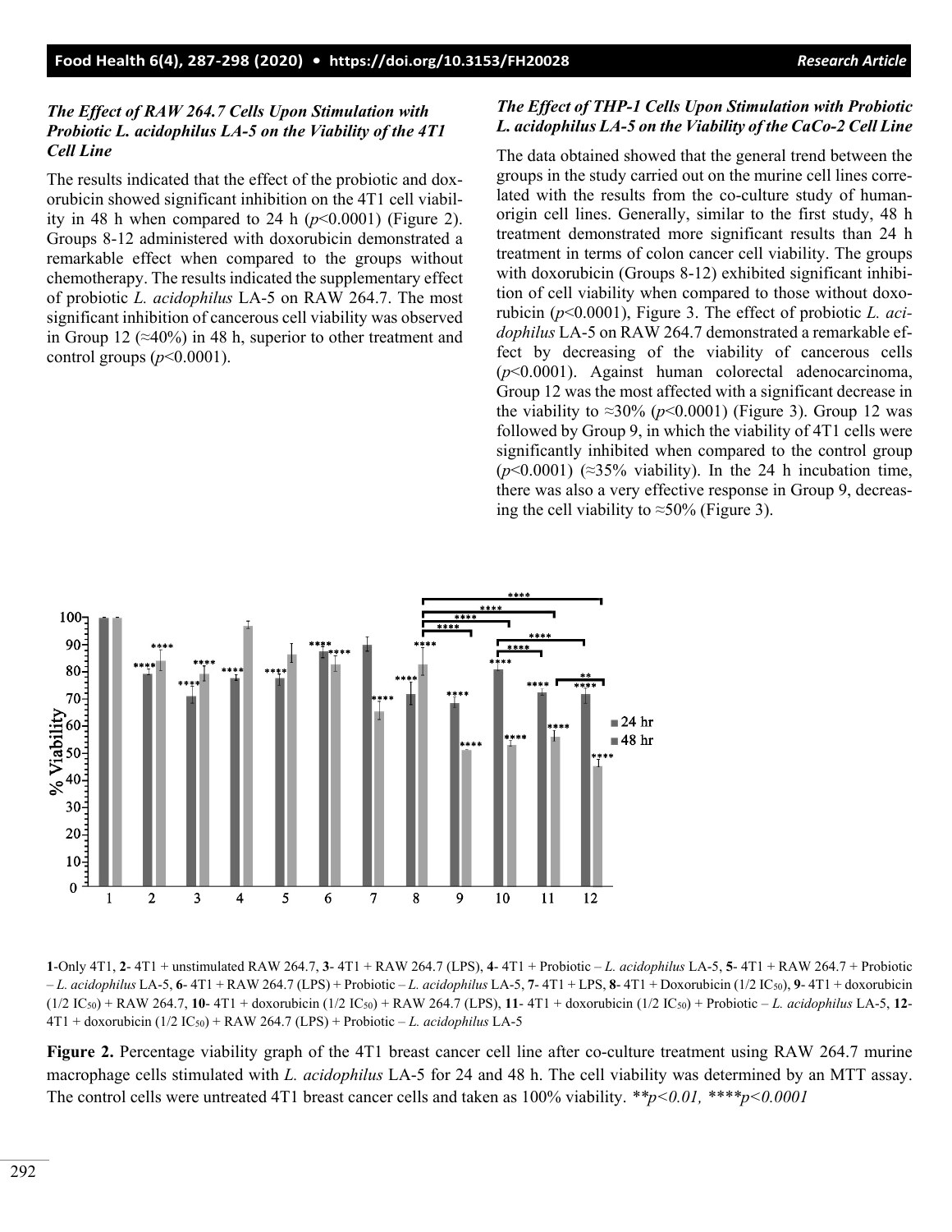### *The Effect of RAW 264.7 Cells Upon Stimulation with Probiotic L. acidophilus LA-5 on the Viability of the 4T1 Cell Line*

The results indicated that the effect of the probiotic and doxorubicin showed significant inhibition on the 4T1 cell viability in 48 h when compared to 24 h ($p$<0.0001) (Figure 2). Groups 8-12 administered with doxorubicin demonstrated a remarkable effect when compared to the groups without chemotherapy. The results indicated the supplementary effect of probiotic *L. acidophilus* LA-5 on RAW 264.7. The most significant inhibition of cancerous cell viability was observed in Group 12 (≈40%) in 48 h, superior to other treatment and control groups ($p$<0.0001).

### *The Effect of THP-1 Cells Upon Stimulation with Probiotic L. acidophilus LA-5 on the Viability of the CaCo-2 Cell Line*

The data obtained showed that the general trend between the groups in the study carried out on the murine cell lines correlated with the results from the co-culture study of human-origin cell lines. Generally, similar to the first study, 48 h treatment demonstrated more significant results than 24 h treatment in terms of colon cancer cell viability. The groups with doxorubicin (Groups 8-12) exhibited significant inhibition of cell viability when compared to those without doxorubicin ($p$<0.0001), Figure 3. The effect of probiotic *L. acidophilus* LA-5 on RAW 264.7 demonstrated a remarkable effect by decreasing of the viability of cancerous cells ($p$<0.0001). Against human colorectal adenocarcinoma, Group 12 was the most affected with a significant decrease in the viability to ≈30% ($p$<0.0001) (Figure 3). Group 12 was followed by Group 9, in which the viability of 4T1 cells were significantly inhibited when compared to the control group ($p$<0.0001) (≈35% viability). In the 24 h incubation time, there was also a very effective response in Group 9, decreasing the cell viability to ≈50% (Figure 3).

**1**-Only 4T1, **2**- 4T1 + unstimulated RAW 264.7, **3**- 4T1 + RAW 264.7 (LPS), **4**- 4T1 + Probiotic – *L. acidophilus* LA-5, **5**- 4T1 + RAW 264.7 + Probiotic – *L. acidophilus* LA-5, **6**- 4T1 + RAW 264.7 (LPS) + Probiotic – *L. acidophilus* LA-5, **7**- 4T1 + LPS, **8**- 4T1 + Doxorubicin (1/2 $IC_{50}$), **9**- 4T1 + doxorubicin (1/2 $IC_{50}$) + RAW 264.7, **10**- 4T1 + doxorubicin (1/2 $IC_{50}$) + RAW 264.7 (LPS), **11**- 4T1 + doxorubicin (1/2 $IC_{50}$) + Probiotic – *L. acidophilus* LA-5, **12**- 4T1 + doxorubicin (1/2 $IC_{50}$) + RAW 264.7 (LPS) + Probiotic – *L. acidophilus* LA-5

**Figure 2.** Percentage viability graph of the 4T1 breast cancer cell line after co-culture treatment using RAW 264.7 murine macrophage cells stimulated with *L. acidophilus* LA-5 for 24 and 48 h. The cell viability was determined by an MTT assay. The control cells were untreated 4T1 breast cancer cells and taken as 100% viability. *\*\*p<0.01, \*\*\*\*p<0.0001*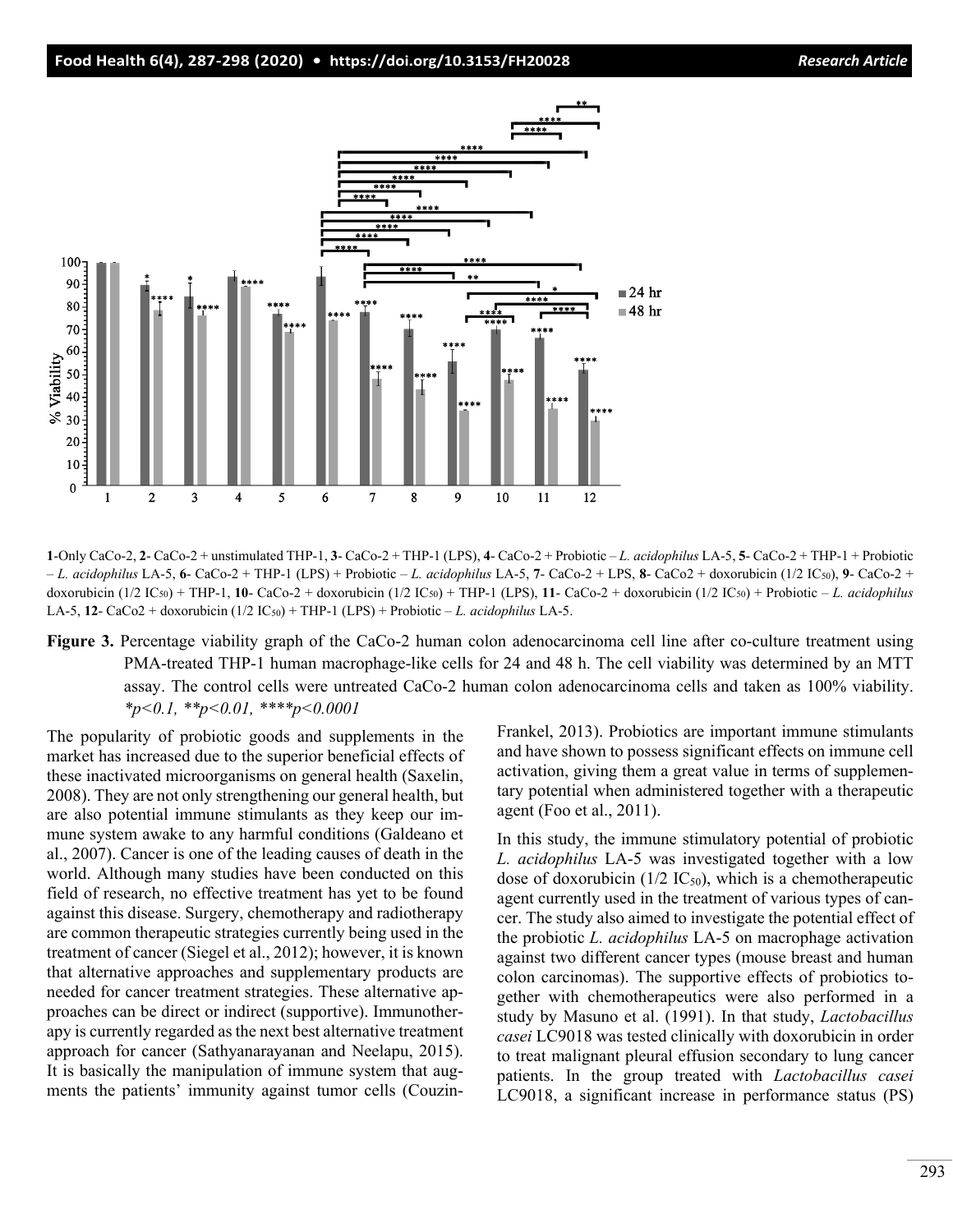**1**-Only CaCo-2, **2**- CaCo-2 + unstimulated THP-1, **3**- CaCo-2 + THP-1 (LPS), **4**- CaCo-2 + Probiotic – *L. acidophilus* LA-5, **5**- CaCo-2 + THP-1 + Probiotic – *L. acidophilus* LA-5, **6**- CaCo-2 + THP-1 (LPS) + Probiotic – *L. acidophilus* LA-5, **7**- CaCo-2 + LPS, **8**- CaCo2 + doxorubicin (1/2 $IC_{50}$), **9**- CaCo-2 + doxorubicin (1/2 $IC_{50}$) + THP-1, **10**- CaCo-2 + doxorubicin (1/2 $IC_{50}$) + THP-1 (LPS), **11**- CaCo-2 + doxorubicin (1/2 $IC_{50}$) + Probiotic – *L. acidophilus* LA-5, **12**- CaCo2 + doxorubicin (1/2 $IC_{50}$) + THP-1 (LPS) + Probiotic – *L. acidophilus* LA-5.

**Figure 3.** Percentage viability graph of the CaCo-2 human colon adenocarcinoma cell line after co-culture treatment using PMA-treated THP-1 human macrophage-like cells for 24 and 48 h. The cell viability was determined by an MTT assay. The control cells were untreated CaCo-2 human colon adenocarcinoma cells and taken as 100% viability. *$*p<0.1$, $**p<0.01$, $****p<0.0001$*

The popularity of probiotic goods and supplements in the market has increased due to the superior beneficial effects of these inactivated microorganisms on general health (Saxelin, 2008). They are not only strengthening our general health, but are also potential immune stimulants as they keep our immune system awake to any harmful conditions (Galdeano et al., 2007). Cancer is one of the leading causes of death in the world. Although many studies have been conducted on this field of research, no effective treatment has yet to be found against this disease. Surgery, chemotherapy and radiotherapy are common therapeutic strategies currently being used in the treatment of cancer (Siegel et al., 2012); however, it is known that alternative approaches and supplementary products are needed for cancer treatment strategies. These alternative approaches can be direct or indirect (supportive). Immunotherapy is currently regarded as the next best alternative treatment approach for cancer (Sathyanarayanan and Neelapu, 2015). It is basically the manipulation of immune system that augments the patients' immunity against tumor cells (Couzin-Frankel, 2013). Probiotics are important immune stimulants and have shown to possess significant effects on immune cell activation, giving them a great value in terms of supplementary potential when administered together with a therapeutic agent (Foo et al., 2011).

In this study, the immune stimulatory potential of probiotic *L. acidophilus* LA-5 was investigated together with a low dose of doxorubicin (1/2 $IC_{50}$), which is a chemotherapeutic agent currently used in the treatment of various types of cancer. The study also aimed to investigate the potential effect of the probiotic *L. acidophilus* LA-5 on macrophage activation against two different cancer types (mouse breast and human colon carcinomas). The supportive effects of probiotics together with chemotherapeutics were also performed in a study by Masuno et al. (1991). In that study, *Lactobacillus casei* LC9018 was tested clinically with doxorubicin in order to treat malignant pleural effusion secondary to lung cancer patients. In the group treated with *Lactobacillus casei* LC9018, a significant increase in performance status (PS)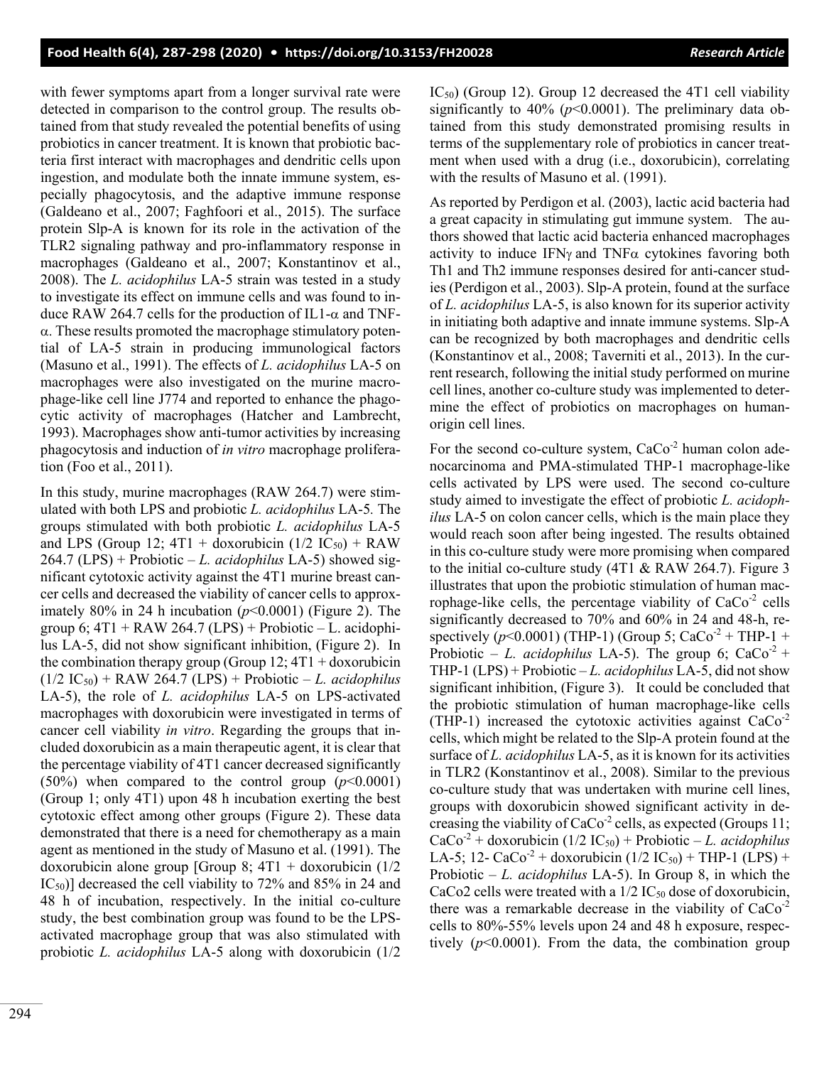with fewer symptoms apart from a longer survival rate were detected in comparison to the control group. The results obtained from that study revealed the potential benefits of using probiotics in cancer treatment. It is known that probiotic bacteria first interact with macrophages and dendritic cells upon ingestion, and modulate both the innate immune system, especially phagocytosis, and the adaptive immune response (Galdeano et al., 2007; Faghfoori et al., 2015). The surface protein Slp-A is known for its role in the activation of the TLR2 signaling pathway and pro-inflammatory response in macrophages (Galdeano et al., 2007; Konstantinov et al., 2008). The *L. acidophilus* LA-5 strain was tested in a study to investigate its effect on immune cells and was found to induce RAW 264.7 cells for the production of IL1-α and TNF-α. These results promoted the macrophage stimulatory potential of LA-5 strain in producing immunological factors (Masuno et al., 1991). The effects of *L. acidophilus* LA-5 on macrophages were also investigated on the murine macrophage-like cell line J774 and reported to enhance the phagocytic activity of macrophages (Hatcher and Lambrecht, 1993). Macrophages show anti-tumor activities by increasing phagocytosis and induction of *in vitro* macrophage proliferation (Foo et al., 2011).

In this study, murine macrophages (RAW 264.7) were stimulated with both LPS and probiotic *L. acidophilus* LA-5. The groups stimulated with both probiotic *L. acidophilus* LA-5 and LPS (Group 12; 4T1 + doxorubicin (1/2 $IC_{50}$) + RAW 264.7 (LPS) + Probiotic – *L. acidophilus* LA-5) showed significant cytotoxic activity against the 4T1 murine breast cancer cells and decreased the viability of cancer cells to approximately 80% in 24 h incubation ($p$<0.0001) (Figure 2). The group 6; 4T1 + RAW 264.7 (LPS) + Probiotic – L. acidophilus LA-5, did not show significant inhibition, (Figure 2). In the combination therapy group (Group 12; 4T1 + doxorubicin (1/2 $IC_{50}$) + RAW 264.7 (LPS) + Probiotic – *L. acidophilus* LA-5), the role of *L. acidophilus* LA-5 on LPS-activated macrophages with doxorubicin were investigated in terms of cancer cell viability *in vitro*. Regarding the groups that included doxorubicin as a main therapeutic agent, it is clear that the percentage viability of 4T1 cancer decreased significantly (50%) when compared to the control group ($p$<0.0001) (Group 1; only 4T1) upon 48 h incubation exerting the best cytotoxic effect among other groups (Figure 2). These data demonstrated that there is a need for chemotherapy as a main agent as mentioned in the study of Masuno et al. (1991). The doxorubicin alone group [Group 8; 4T1 + doxorubicin (1/2 $IC_{50}$)] decreased the cell viability to 72% and 85% in 24 and 48 h of incubation, respectively. In the initial co-culture study, the best combination group was found to be the LPS-activated macrophage group that was also stimulated with probiotic *L. acidophilus* LA-5 along with doxorubicin (1/2 $IC_{50}$) (Group 12). Group 12 decreased the 4T1 cell viability significantly to 40% ($p$<0.0001). The preliminary data obtained from this study demonstrated promising results in terms of the supplementary role of probiotics in cancer treatment when used with a drug (i.e., doxorubicin), correlating with the results of Masuno et al. (1991).

As reported by Perdigon et al. (2003), lactic acid bacteria had a great capacity in stimulating gut immune system. The authors showed that lactic acid bacteria enhanced macrophages activity to induce IFNγ and TNFα cytokines favoring both Th1 and Th2 immune responses desired for anti-cancer studies (Perdigon et al., 2003). Slp-A protein, found at the surface of *L. acidophilus* LA-5, is also known for its superior activity in initiating both adaptive and innate immune systems. Slp-A can be recognized by both macrophages and dendritic cells (Konstantinov et al., 2008; Taverniti et al., 2013). In the current research, following the initial study performed on murine cell lines, another co-culture study was implemented to determine the effect of probiotics on macrophages on human-origin cell lines.

For the second co-culture system, $CaCo^{-2}$ human colon adenocarcinoma and PMA-stimulated THP-1 macrophage-like cells activated by LPS were used. The second co-culture study aimed to investigate the effect of probiotic *L. acidophilus* LA-5 on colon cancer cells, which is the main place they would reach soon after being ingested. The results obtained in this co-culture study were more promising when compared to the initial co-culture study (4T1 & RAW 264.7). Figure 3 illustrates that upon the probiotic stimulation of human macrophage-like cells, the percentage viability of $CaCo^{-2}$ cells significantly decreased to 70% and 60% in 24 and 48-h, respectively ($p$<0.0001) (THP-1) (Group 5; $CaCo^{-2}$ + THP-1 + Probiotic – *L. acidophilus* LA-5). The group 6; $CaCo^{-2}$ + THP-1 (LPS) + Probiotic – *L. acidophilus* LA-5, did not show significant inhibition, (Figure 3). It could be concluded that the probiotic stimulation of human macrophage-like cells (THP-1) increased the cytotoxic activities against $CaCo^{-2}$ cells, which might be related to the Slp-A protein found at the surface of *L. acidophilus* LA-5, as it is known for its activities in TLR2 (Konstantinov et al., 2008). Similar to the previous co-culture study that was undertaken with murine cell lines, groups with doxorubicin showed significant activity in decreasing the viability of $CaCo^{-2}$ cells, as expected (Groups 11; $CaCo^{-2}$ + doxorubicin (1/2 $IC_{50}$) + Probiotic – *L. acidophilus* LA-5; 12- $CaCo^{-2}$ + doxorubicin (1/2 $IC_{50}$) + THP-1 (LPS) + Probiotic – *L. acidophilus* LA-5). In Group 8, in which the CaCo2 cells were treated with a 1/2 $IC_{50}$ dose of doxorubicin, there was a remarkable decrease in the viability of $CaCo^{-2}$ cells to 80%-55% levels upon 24 and 48 h exposure, respectively ($p$<0.0001). From the data, the combination group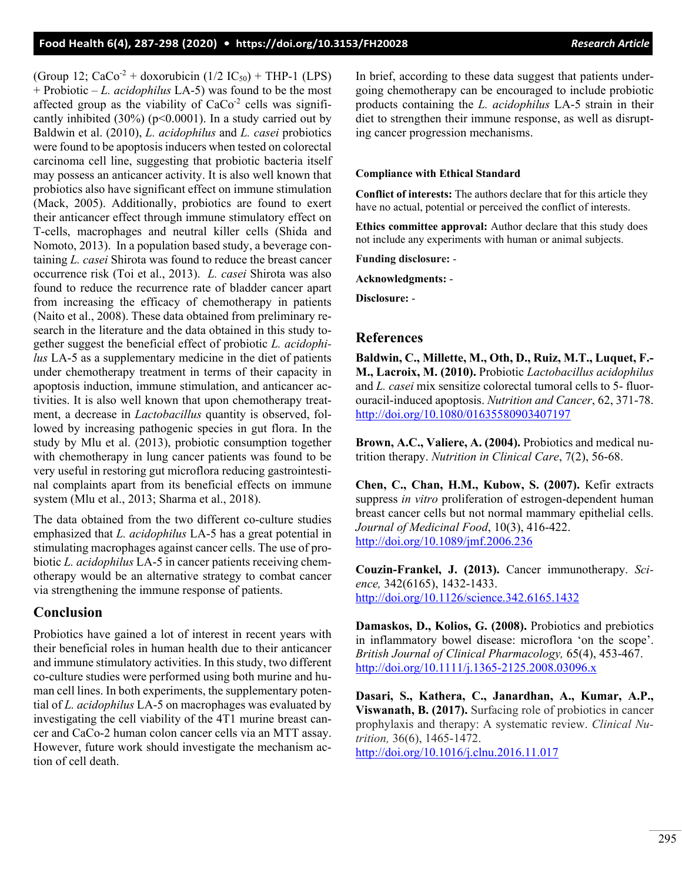(Group 12; $CaCo^{-2}$ + doxorubicin (1/2 $IC_{50}$) + THP-1 (LPS) + Probiotic – *L. acidophilus* LA-5) was found to be the most affected group as the viability of $CaCo^{-2}$ cells was significantly inhibited (30%) ($p<0.0001$). In a study carried out by Baldwin et al. (2010), *L. acidophilus* and *L. casei* probiotics were found to be apoptosis inducers when tested on colorectal carcinoma cell line, suggesting that probiotic bacteria itself may possess an anticancer activity. It is also well known that probiotics also have significant effect on immune stimulation (Mack, 2005). Additionally, probiotics are found to exert their anticancer effect through immune stimulatory effect on T-cells, macrophages and neutral killer cells (Shida and Nomoto, 2013). In a population based study, a beverage containing *L. casei* Shirota was found to reduce the breast cancer occurrence risk (Toi et al., 2013). *L. casei* Shirota was also found to reduce the recurrence rate of bladder cancer apart from increasing the efficacy of chemotherapy in patients (Naito et al., 2008). These data obtained from preliminary research in the literature and the data obtained in this study together suggest the beneficial effect of probiotic *L. acidophilus* LA-5 as a supplementary medicine in the diet of patients under chemotherapy treatment in terms of their capacity in apoptosis induction, immune stimulation, and anticancer activities. It is also well known that upon chemotherapy treatment, a decrease in *Lactobacillus* quantity is observed, followed by increasing pathogenic species in gut flora. In the study by Mlu et al. (2013), probiotic consumption together with chemotherapy in lung cancer patients was found to be very useful in restoring gut microflora reducing gastrointestinal complaints apart from its beneficial effects on immune system (Mlu et al., 2013; Sharma et al., 2018).

The data obtained from the two different co-culture studies emphasized that *L. acidophilus* LA-5 has a great potential in stimulating macrophages against cancer cells. The use of probiotic *L. acidophilus* LA-5 in cancer patients receiving chemotherapy would be an alternative strategy to combat cancer via strengthening the immune response of patients.

## Conclusion

Probiotics have gained a lot of interest in recent years with their beneficial roles in human health due to their anticancer and immune stimulatory activities. In this study, two different co-culture studies were performed using both murine and human cell lines. In both experiments, the supplementary potential of *L. acidophilus* LA-5 on macrophages was evaluated by investigating the cell viability of the 4T1 murine breast cancer and CaCo-2 human colon cancer cells via an MTT assay. However, future work should investigate the mechanism action of cell death.

In brief, according to these data suggest that patients undergoing chemotherapy can be encouraged to include probiotic products containing the *L. acidophilus* LA-5 strain in their diet to strengthen their immune response, as well as disrupting cancer progression mechanisms.

**Compliance with Ethical Standard**

**Conflict of interests:** The authors declare that for this article they have no actual, potential or perceived the conflict of interests.

**Ethics committee approval:** Author declare that this study does not include any experiments with human or animal subjects.

**Funding disclosure:** -

**Acknowledgments:** -

**Disclosure:** -

## References

**Baldwin, C., Millette, M., Oth, D., Ruiz, M.T., Luquet, F.-M., Lacroix, M. (2010).** Probiotic *Lactobacillus acidophilus* and *L. casei* mix sensitize colorectal tumoral cells to 5- fluorouracil-induced apoptosis. *Nutrition and Cancer*, 62, 371-78. http://doi.org/10.1080/01635580903407197

**Brown, A.C., Valiere, A. (2004).** Probiotics and medical nutrition therapy. *Nutrition in Clinical Care*, 7(2), 56-68.

**Chen, C., Chan, H.M., Kubow, S. (2007).** Kefir extracts suppress *in vitro* proliferation of estrogen-dependent human breast cancer cells but not normal mammary epithelial cells. *Journal of Medicinal Food*, 10(3), 416-422. http://doi.org/10.1089/jmf.2006.236

**Couzin-Frankel, J. (2013).** Cancer immunotherapy. *Science,* 342(6165), 1432-1433. http://doi.org/10.1126/science.342.6165.1432

**Damaskos, D., Kolios, G. (2008).** Probiotics and prebiotics in inflammatory bowel disease: microflora 'on the scope'. *British Journal of Clinical Pharmacology,* 65(4), 453-467. http://doi.org/10.1111/j.1365-2125.2008.03096.x

**Dasari, S., Kathera, C., Janardhan, A., Kumar, A.P., Viswanath, B. (2017).** Surfacing role of probiotics in cancer prophylaxis and therapy: A systematic review. *Clinical Nutrition,* 36(6), 1465-1472. http://doi.org/10.1016/j.clnu.2016.11.017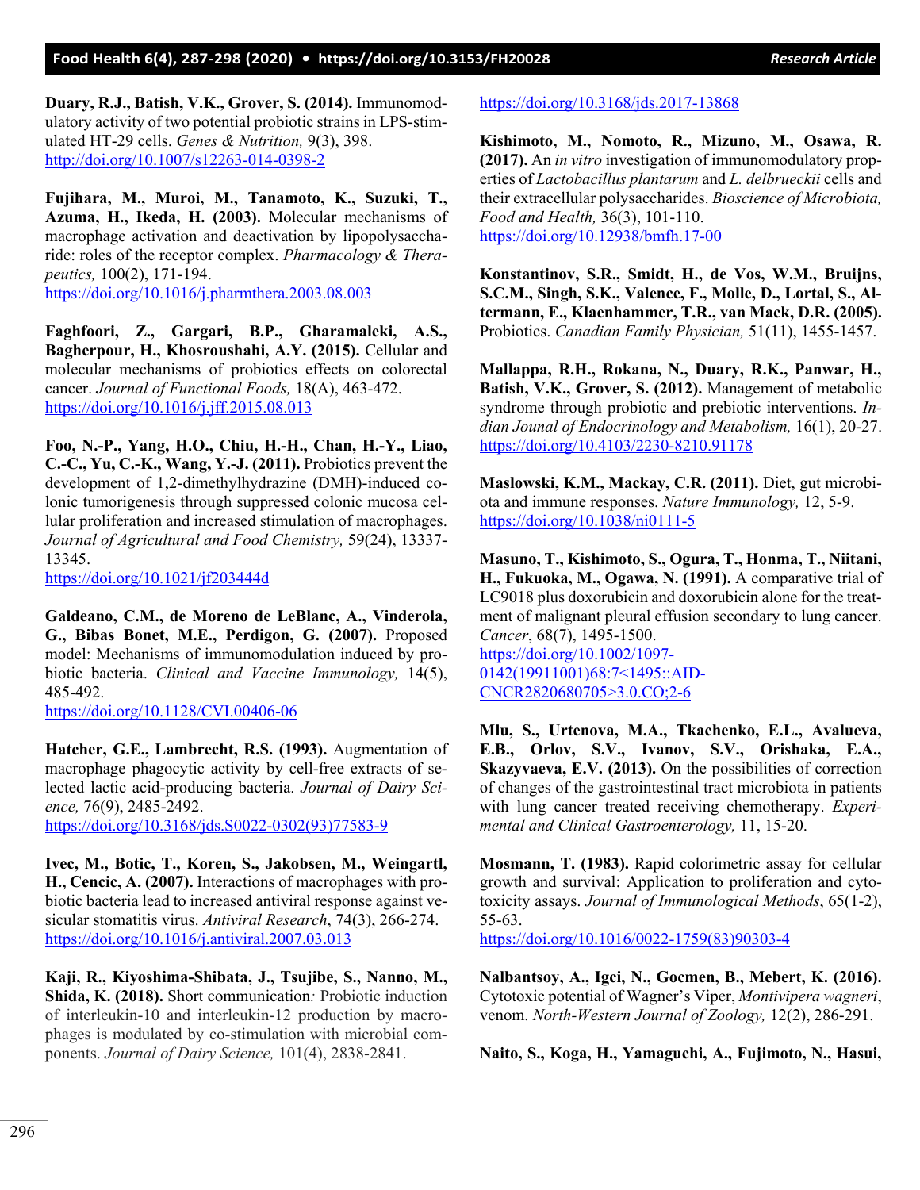**Duary, R.J., Batish, V.K., Grover, S. (2014).** Immunomodulatory activity of two potential probiotic strains in LPS-stimulated HT-29 cells. *Genes & Nutrition,* 9(3), 398. http://doi.org/10.1007/s12263-014-0398-2

**Fujihara, M., Muroi, M., Tanamoto, K., Suzuki, T., Azuma, H., Ikeda, H. (2003).** Molecular mechanisms of macrophage activation and deactivation by lipopolysaccharide: roles of the receptor complex. *Pharmacology & Therapeutics,* 100(2), 171-194. https://doi.org/10.1016/j.pharmthera.2003.08.003

**Faghfoori, Z., Gargari, B.P., Gharamaleki, A.S., Bagherpour, H., Khosroushahi, A.Y. (2015).** Cellular and molecular mechanisms of probiotics effects on colorectal cancer. *Journal of Functional Foods,* 18(A), 463-472. https://doi.org/10.1016/j.jff.2015.08.013

**Foo, N.-P., Yang, H.O., Chiu, H.-H., Chan, H.-Y., Liao, C.-C., Yu, C.-K., Wang, Y.-J. (2011).** Probiotics prevent the development of 1,2-dimethylhydrazine (DMH)-induced colonic tumorigenesis through suppressed colonic mucosa cellular proliferation and increased stimulation of macrophages. *Journal of Agricultural and Food Chemistry,* 59(24), 13337-13345. https://doi.org/10.1021/jf203444d

**Galdeano, C.M., de Moreno de LeBlanc, A., Vinderola, G., Bibas Bonet, M.E., Perdigon, G. (2007).** Proposed model: Mechanisms of immunomodulation induced by probiotic bacteria. *Clinical and Vaccine Immunology,* 14(5), 485-492. https://doi.org/10.1128/CVI.00406-06

**Hatcher, G.E., Lambrecht, R.S. (1993).** Augmentation of macrophage phagocytic activity by cell-free extracts of selected lactic acid-producing bacteria. *Journal of Dairy Science,* 76(9), 2485-2492. https://doi.org/10.3168/jds.S0022-0302(93)77583-9

**Ivec, M., Botic, T., Koren, S., Jakobsen, M., Weingartl, H., Cencic, A. (2007).** Interactions of macrophages with probiotic bacteria lead to increased antiviral response against vesicular stomatitis virus. *Antiviral Research*, 74(3), 266-274. https://doi.org/10.1016/j.antiviral.2007.03.013

**Kaji, R., Kiyoshima-Shibata, J., Tsujibe, S., Nanno, M., Shida, K. (2018).** Short communication*:* Probiotic induction of interleukin-10 and interleukin-12 production by macrophages is modulated by co-stimulation with microbial components. *Journal of Dairy Science,* 101(4), 2838-2841. https://doi.org/10.3168/jds.2017-13868

**Kishimoto, M., Nomoto, R., Mizuno, M., Osawa, R. (2017).** An *in vitro* investigation of immunomodulatory properties of *Lactobacillus plantarum* and *L. delbrueckii* cells and their extracellular polysaccharides. *Bioscience of Microbiota, Food and Health,* 36(3), 101-110. https://doi.org/10.12938/bmfh.17-00

**Konstantinov, S.R., Smidt, H., de Vos, W.M., Bruijns, S.C.M., Singh, S.K., Valence, F., Molle, D., Lortal, S., Altermann, E., Klaenhammer, T.R., van Mack, D.R. (2005).** Probiotics. *Canadian Family Physician,* 51(11), 1455-1457.

**Mallappa, R.H., Rokana, N., Duary, R.K., Panwar, H., Batish, V.K., Grover, S. (2012).** Management of metabolic syndrome through probiotic and prebiotic interventions. *Indian Jounal of Endocrinology and Metabolism,* 16(1), 20-27. https://doi.org/10.4103/2230-8210.91178

**Maslowski, K.M., Mackay, C.R. (2011).** Diet, gut microbiota and immune responses. *Nature Immunology,* 12, 5-9. https://doi.org/10.1038/ni0111-5

**Masuno, T., Kishimoto, S., Ogura, T., Honma, T., Niitani, H., Fukuoka, M., Ogawa, N. (1991).** A comparative trial of LC9018 plus doxorubicin and doxorubicin alone for the treatment of malignant pleural effusion secondary to lung cancer. *Cancer*, 68(7), 1495-1500. https://doi.org/10.1002/1097-0142(19911001)68:7<1495::AID-CNCR2820680705>3.0.CO;2-6

**Mlu, S., Urtenova, M.A., Tkachenko, E.L., Avalueva, E.B., Orlov, S.V., Ivanov, S.V., Orishaka, E.A., Skazyvaeva, E.V. (2013).** On the possibilities of correction of changes of the gastrointestinal tract microbiota in patients with lung cancer treated receiving chemotherapy. *Experimental and Clinical Gastroenterology,* 11, 15-20.

**Mosmann, T. (1983).** Rapid colorimetric assay for cellular growth and survival: Application to proliferation and cytotoxicity assays. *Journal of Immunological Methods*, 65(1-2), 55-63. https://doi.org/10.1016/0022-1759(83)90303-4

**Nalbantsoy, A., Igci, N., Gocmen, B., Mebert, K. (2016).** Cytotoxic potential of Wagner's Viper, *Montivipera wagneri*, venom. *North-Western Journal of Zoology,* 12(2), 286-291.

**Naito, S., Koga, H., Yamaguchi, A., Fujimoto, N., Hasui,**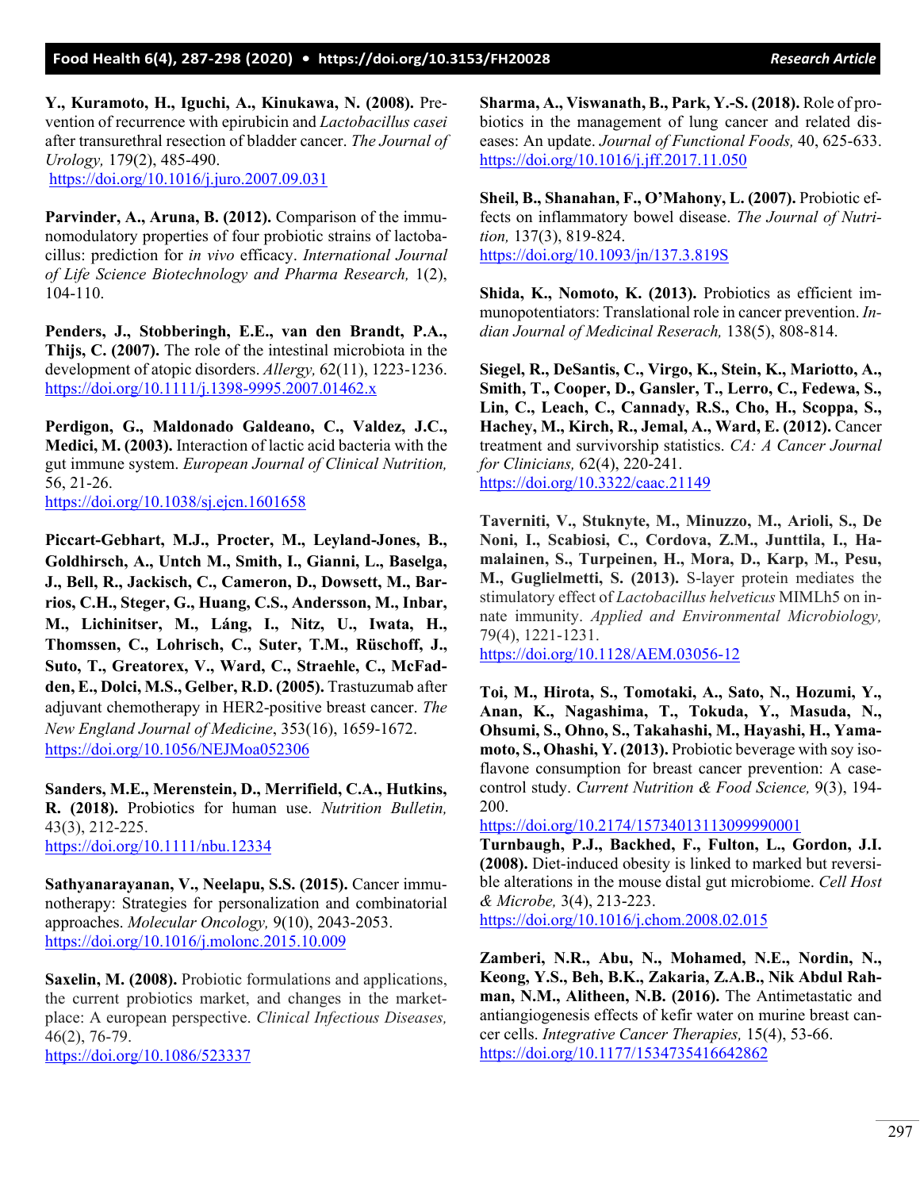**Y., Kuramoto, H., Iguchi, A., Kinukawa, N. (2008).** Prevention of recurrence with epirubicin and *Lactobacillus casei* after transurethral resection of bladder cancer. *The Journal of Urology,* 179(2), 485-490.
https://doi.org/10.1016/j.juro.2007.09.031

**Parvinder, A., Aruna, B. (2012).** Comparison of the immunomodulatory properties of four probiotic strains of lactobacillus: prediction for *in vivo* efficacy. *International Journal of Life Science Biotechnology and Pharma Research,* 1(2), 104-110.

**Penders, J., Stobberingh, E.E., van den Brandt, P.A., Thijs, C. (2007).** The role of the intestinal microbiota in the development of atopic disorders. *Allergy,* 62(11), 1223-1236.
https://doi.org/10.1111/j.1398-9995.2007.01462.x

**Perdigon, G., Maldonado Galdeano, C., Valdez, J.C., Medici, M. (2003).** Interaction of lactic acid bacteria with the gut immune system. *European Journal of Clinical Nutrition,* 56, 21-26.
https://doi.org/10.1038/sj.ejcn.1601658

**Piccart-Gebhart, M.J., Procter, M., Leyland-Jones, B., Goldhirsch, A., Untch M., Smith, I., Gianni, L., Baselga, J., Bell, R., Jackisch, C., Cameron, D., Dowsett, M., Barrios, C.H., Steger, G., Huang, C.S., Andersson, M., Inbar, M., Lichinitser, M., Láng, I., Nitz, U., Iwata, H., Thomssen, C., Lohrisch, C., Suter, T.M., Rüschoff, J., Suto, T., Greatorex, V., Ward, C., Straehle, C., McFadden, E., Dolci, M.S., Gelber, R.D. (2005).** Trastuzumab after adjuvant chemotherapy in HER2-positive breast cancer. *The New England Journal of Medicine*, 353(16), 1659-1672.
https://doi.org/10.1056/NEJMoa052306

**Sanders, M.E., Merenstein, D., Merrifield, C.A., Hutkins, R. (2018).** Probiotics for human use. *Nutrition Bulletin,* 43(3), 212-225.
https://doi.org/10.1111/nbu.12334

**Sathyanarayanan, V., Neelapu, S.S. (2015).** Cancer immunotherapy: Strategies for personalization and combinatorial approaches. *Molecular Oncology,* 9(10), 2043-2053.
https://doi.org/10.1016/j.molonc.2015.10.009

**Saxelin, M. (2008).** Probiotic formulations and applications, the current probiotics market, and changes in the marketplace: A european perspective. *Clinical Infectious Diseases,* 46(2), 76-79.
https://doi.org/10.1086/523337

**Sharma, A., Viswanath, B., Park, Y.-S. (2018).** Role of probiotics in the management of lung cancer and related diseases: An update. *Journal of Functional Foods,* 40, 625-633.
https://doi.org/10.1016/j.jff.2017.11.050

**Sheil, B., Shanahan, F., O'Mahony, L. (2007).** Probiotic effects on inflammatory bowel disease. *The Journal of Nutrition,* 137(3), 819-824.
https://doi.org/10.1093/jn/137.3.819S

**Shida, K., Nomoto, K. (2013).** Probiotics as efficient immunopotentiators: Translational role in cancer prevention. *Indian Journal of Medicinal Reserach,* 138(5), 808-814.

**Siegel, R., DeSantis, C., Virgo, K., Stein, K., Mariotto, A., Smith, T., Cooper, D., Gansler, T., Lerro, C., Fedewa, S., Lin, C., Leach, C., Cannady, R.S., Cho, H., Scoppa, S., Hachey, M., Kirch, R., Jemal, A., Ward, E. (2012).** Cancer treatment and survivorship statistics. *CA: A Cancer Journal for Clinicians,* 62(4), 220-241.
https://doi.org/10.3322/caac.21149

**Taverniti, V., Stuknyte, M., Minuzzo, M., Arioli, S., De Noni, I., Scabiosi, C., Cordova, Z.M., Junttila, I., Hamalainen, S., Turpeinen, H., Mora, D., Karp, M., Pesu, M., Guglielmetti, S. (2013).** S-layer protein mediates the stimulatory effect of *Lactobacillus helveticus* MIMLh5 on innate immunity. *Applied and Environmental Microbiology,* 79(4), 1221-1231.
https://doi.org/10.1128/AEM.03056-12

**Toi, M., Hirota, S., Tomotaki, A., Sato, N., Hozumi, Y., Anan, K., Nagashima, T., Tokuda, Y., Masuda, N., Ohsumi, S., Ohno, S., Takahashi, M., Hayashi, H., Yamamoto, S., Ohashi, Y. (2013).** Probiotic beverage with soy isoflavone consumption for breast cancer prevention: A case-control study. *Current Nutrition & Food Science,* 9(3), 194-200.
https://doi.org/10.2174/15734013113099990001

**Turnbaugh, P.J., Backhed, F., Fulton, L., Gordon, J.I. (2008).** Diet-induced obesity is linked to marked but reversible alterations in the mouse distal gut microbiome. *Cell Host & Microbe,* 3(4), 213-223.
https://doi.org/10.1016/j.chom.2008.02.015

**Zamberi, N.R., Abu, N., Mohamed, N.E., Nordin, N., Keong, Y.S., Beh, B.K., Zakaria, Z.A.B., Nik Abdul Rahman, N.M., Alitheen, N.B. (2016).** The Antimetastatic and antiangiogenesis effects of kefir water on murine breast cancer cells. *Integrative Cancer Therapies,* 15(4), 53-66.
https://doi.org/10.1177/1534735416642862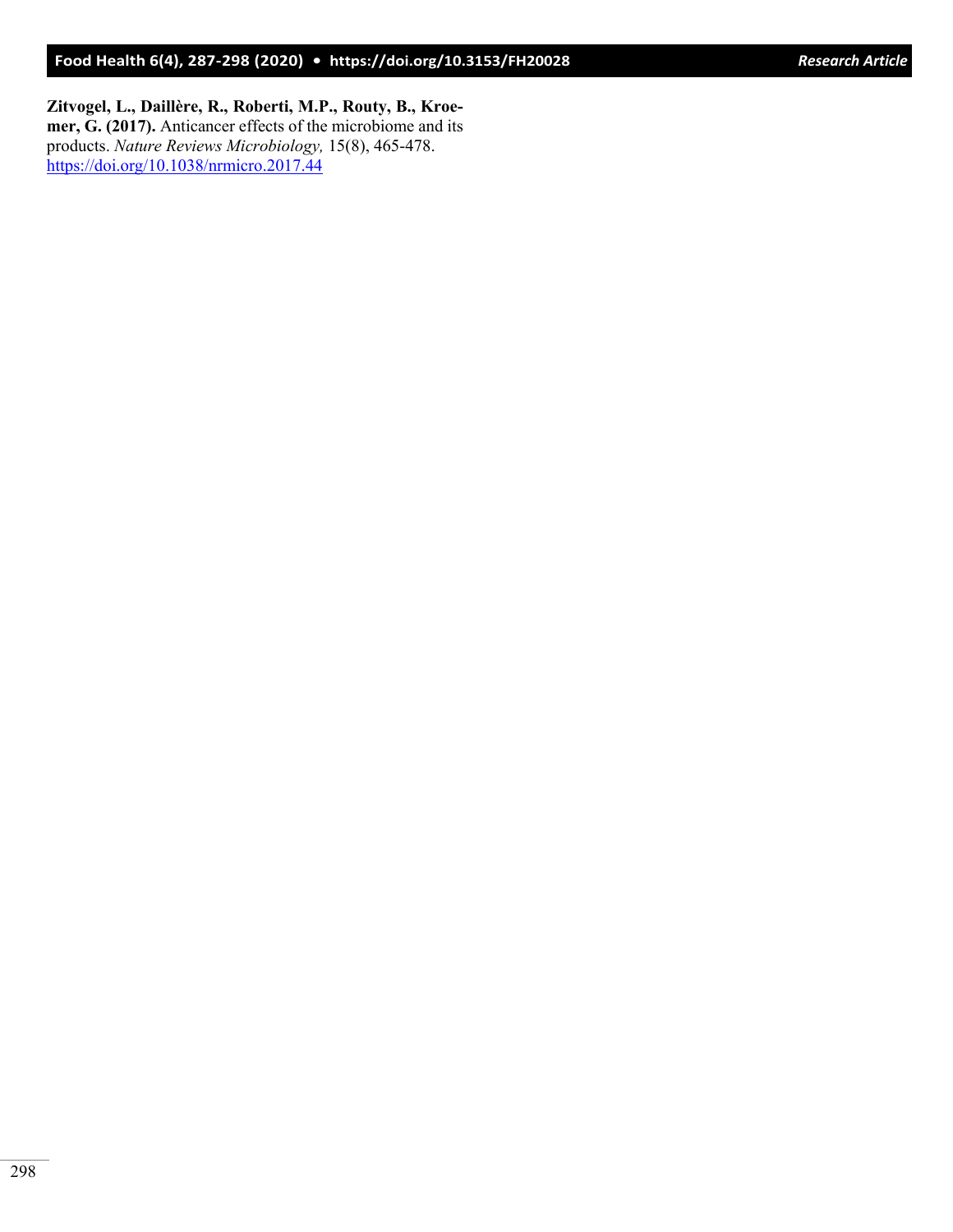**Zitvogel, L., Daillère, R., Roberti, M.P., Routy, B., Kroemer, G. (2017).** Anticancer effects of the microbiome and its products. *Nature Reviews Microbiology,* 15(8), 465-478. https://doi.org/10.1038/nrmicro.2017.44